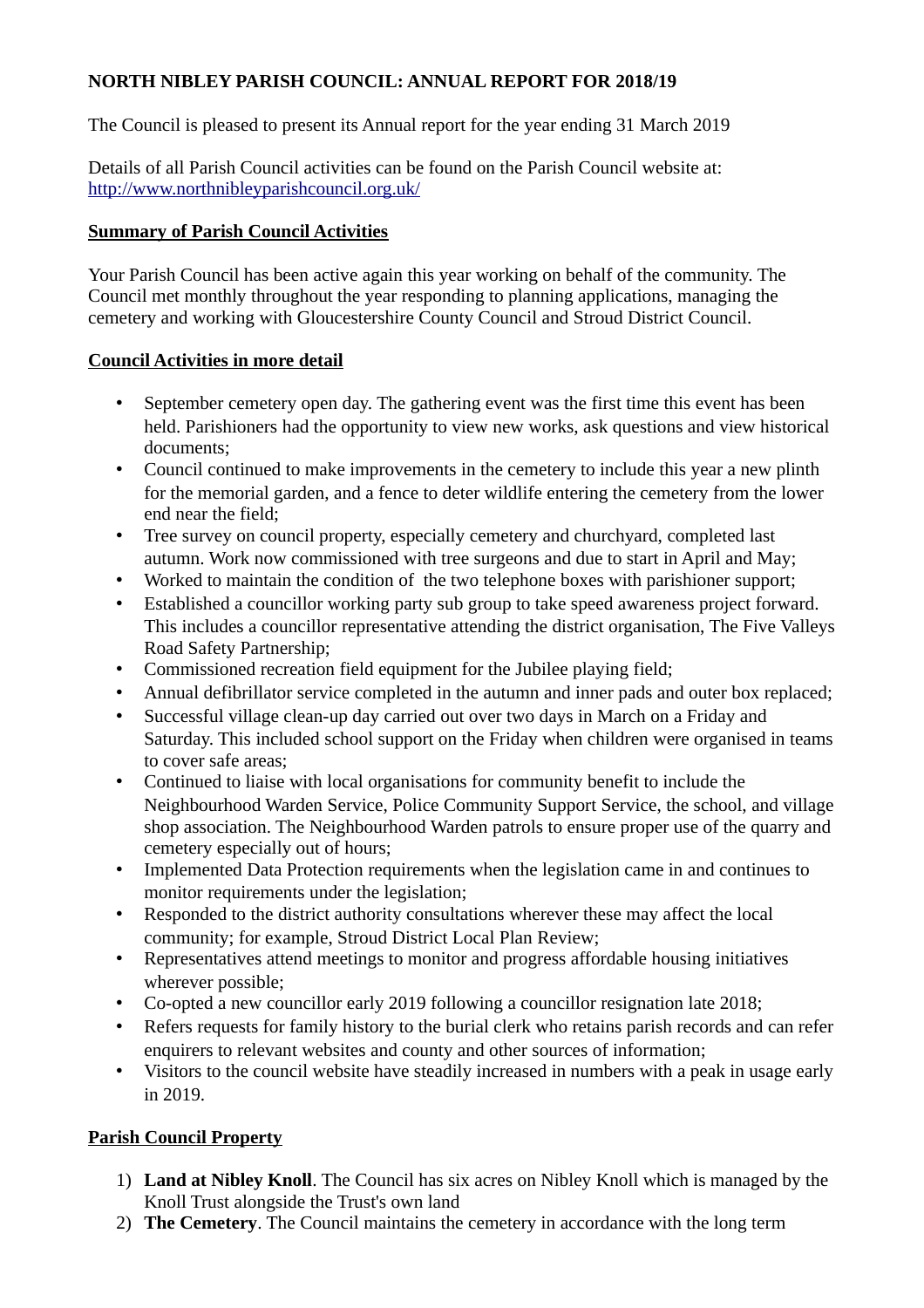# NORTH NIBLEY PARISH COUNCIL: ANNUAL REPORT FOR 2018/19

The Council is pleased to present its Annual report for the year ending 31 March 2019

Details of all Parish Council activities can be found on the Parish Council website at: http://www.northnibleyparishcouncil.org.uk/

## Summary of Parish Council Activities

Your Parish Council has been active again this year working on behalf of the community. The Council met monthly throughout the year responding to planning applications, managing the cemetery and working with Gloucestershire County Council and Stroud District Council.

## Council Activities in more detail

- September cemetery open day. The gathering event was the first time this event has been held. Parishioners had the opportunity to view new works, ask questions and view historical documents;
- Council continued to make improvements in the cemetery to include this year a new plinth for the memorial garden, and a fence to deter wildlife entering the cemetery from the lower end near the field;
- Tree survey on council property, especially cemetery and churchyard, completed last autumn. Work now commissioned with tree surgeons and due to start in April and May;
- Worked to maintain the condition of the two telephone boxes with parishioner support;
- Established a councillor working party sub group to take speed awareness project forward. This includes a councillor representative attending the district organisation, The Five Valleys Road Safety Partnership;
- Commissioned recreation field equipment for the Jubilee playing field;
- Annual defibrillator service completed in the autumn and inner pads and outer box replaced;
- Successful village clean-up day carried out over two days in March on a Friday and Saturday. This included school support on the Friday when children were organised in teams to cover safe areas;
- Continued to liaise with local organisations for community benefit to include the Neighbourhood Warden Service, Police Community Support Service, the school, and village shop association. The Neighbourhood Warden patrols to ensure proper use of the quarry and cemetery especially out of hours;
- Implemented Data Protection requirements when the legislation came in and continues to monitor requirements under the legislation;
- Responded to the district authority consultations wherever these may affect the local community; for example, Stroud District Local Plan Review;
- Representatives attend meetings to monitor and progress affordable housing initiatives wherever possible;
- Co-opted a new councillor early 2019 following a councillor resignation late 2018;
- Refers requests for family history to the burial clerk who retains parish records and can refer enquirers to relevant websites and county and other sources of information;
- Visitors to the council website have steadily increased in numbers with a peak in usage early in 2019.

## Parish Council Property

1) **Land at Nibley Knoll**. The Council has six acres on Nibley Knoll which is managed by the Knoll Trust alongside the Trust's own land
2) **The Cemetery**. The Council maintains the cemetery in accordance with the long term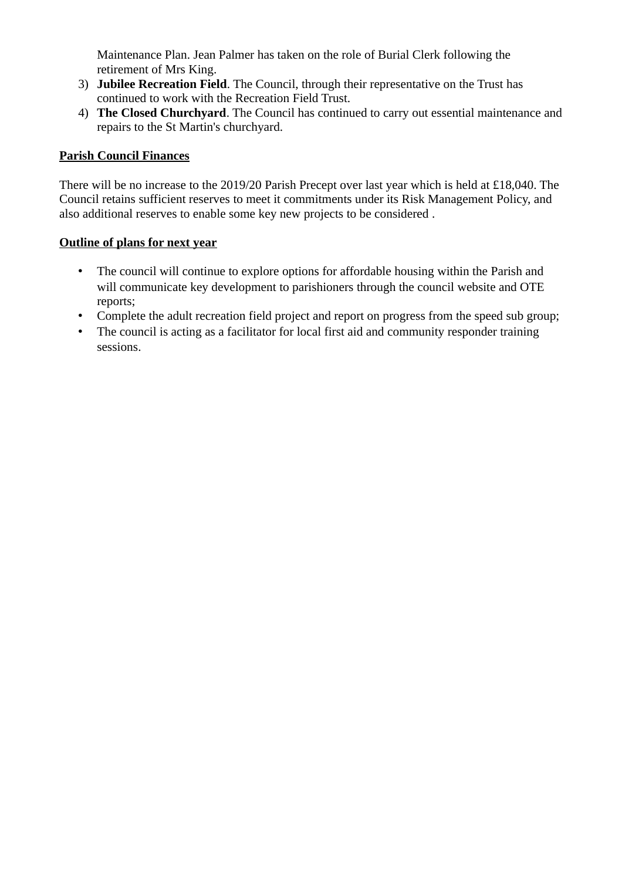Maintenance Plan. Jean Palmer has taken on the role of Burial Clerk following the retirement of Mrs King.

3) **Jubilee Recreation Field**. The Council, through their representative on the Trust has continued to work with the Recreation Field Trust.
4) **The Closed Churchyard**. The Council has continued to carry out essential maintenance and repairs to the St Martin's churchyard.

**Parish Council Finances**

There will be no increase to the 2019/20 Parish Precept over last year which is held at £18,040. The Council retains sufficient reserves to meet it commitments under its Risk Management Policy, and also additional reserves to enable some key new projects to be considered .

**Outline of plans for next year**

- The council will continue to explore options for affordable housing within the Parish and will communicate key development to parishioners through the council website and OTE reports;
- Complete the adult recreation field project and report on progress from the speed sub group;
- The council is acting as a facilitator for local first aid and community responder training sessions.